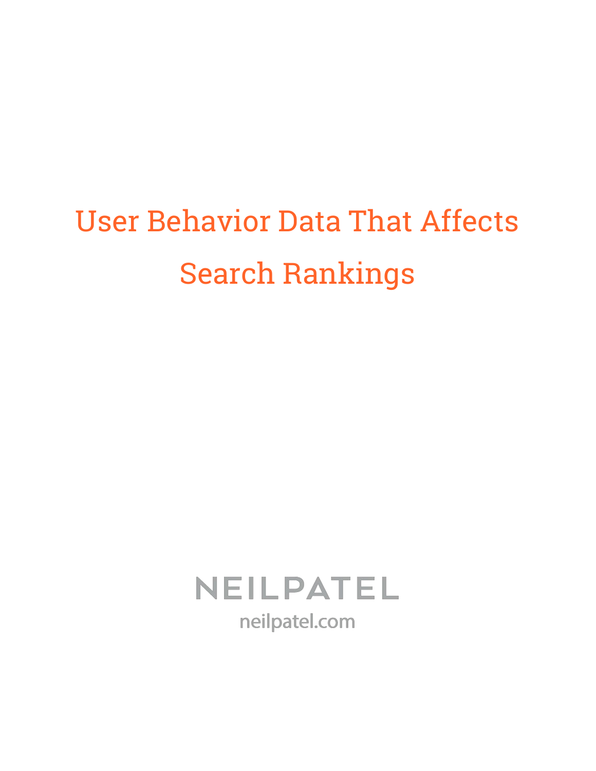# User Behavior Data That Affects Search Rankings

NEILPATEL

neilpatel.com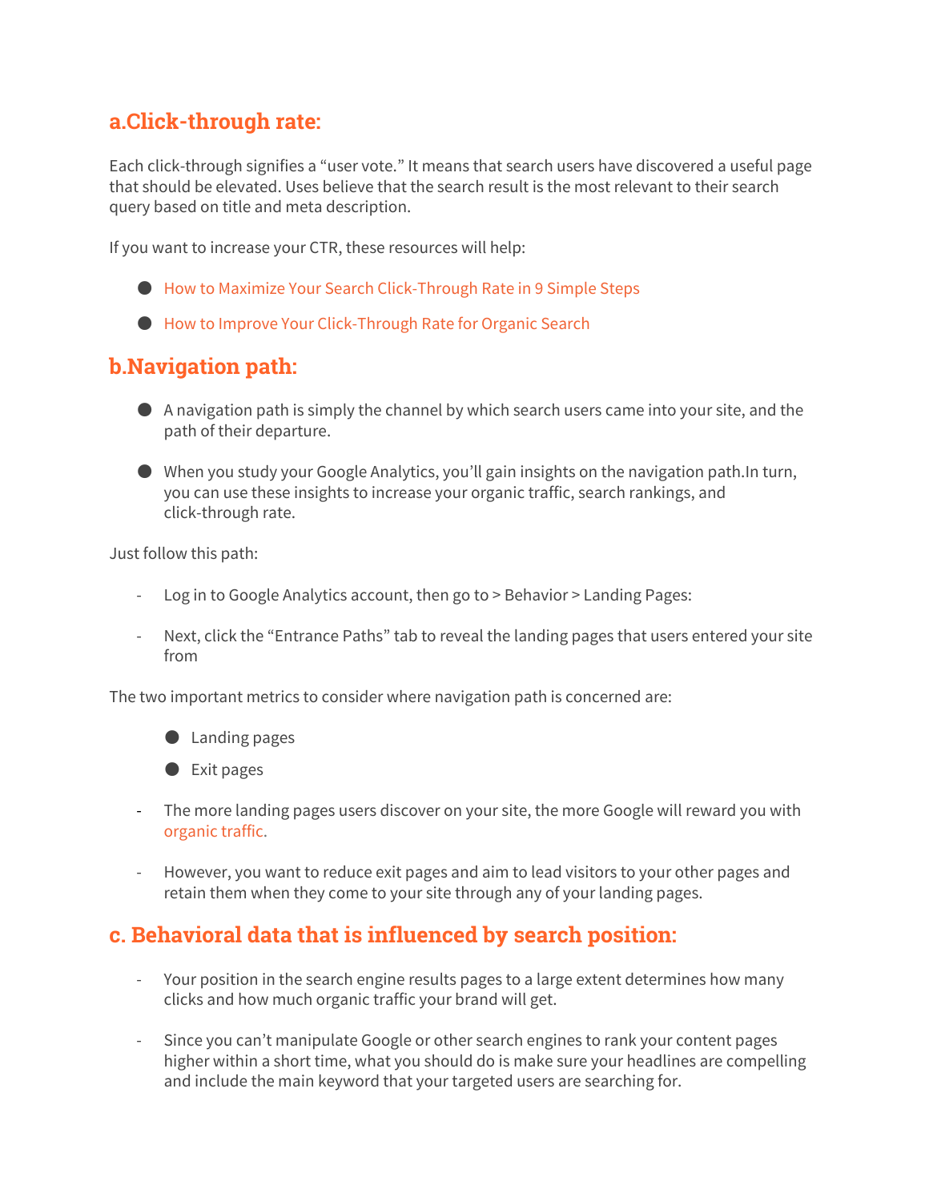## a.Click-through rate:

Each click-through signifies a "user vote." It means that search users have discovered a useful page that should be elevated. Uses believe that the search result is the most relevant to their search query based on title and meta description.

If you want to increase your CTR, these resources will help:

- How to Maximize Your Search Click-Through Rate in 9 Simple Steps
- How to Improve Your Click-Through Rate for Organic Search

## b.Navigation path:

- A navigation path is simply the channel by which search users came into your site, and the path of their departure.
- When you study your Google Analytics, you'll gain insights on the navigation path.In turn, you can use these insights to increase your organic traffic, search rankings, and click-through rate.

Just follow this path:

- Log in to Google Analytics account, then go to > Behavior > Landing Pages:
- Next, click the "Entrance Paths" tab to reveal the landing pages that users entered your site from

The two important metrics to consider where navigation path is concerned are:

- Landing pages
- Exit pages

- The more landing pages users discover on your site, the more Google will reward you with organic traffic.
- However, you want to reduce exit pages and aim to lead visitors to your other pages and retain them when they come to your site through any of your landing pages.

## c. Behavioral data that is influenced by search position:

- Your position in the search engine results pages to a large extent determines how many clicks and how much organic traffic your brand will get.
- Since you can't manipulate Google or other search engines to rank your content pages higher within a short time, what you should do is make sure your headlines are compelling and include the main keyword that your targeted users are searching for.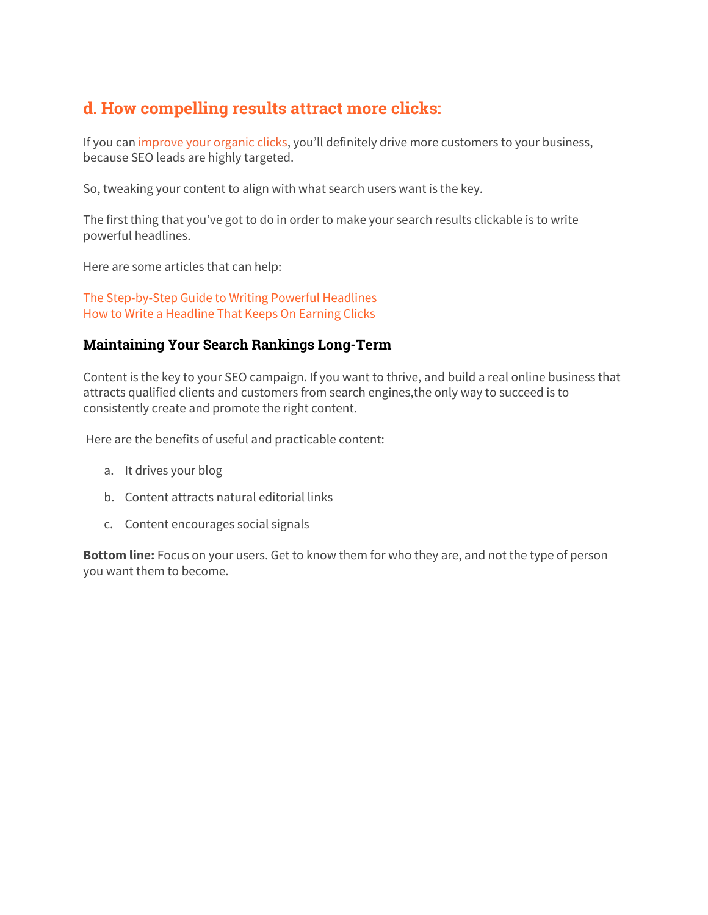## d. How compelling results attract more clicks:

If you can improve your organic clicks, you'll definitely drive more customers to your business, because SEO leads are highly targeted.

So, tweaking your content to align with what search users want is the key.

The first thing that you've got to do in order to make your search results clickable is to write powerful headlines.

Here are some articles that can help:

The Step-by-Step Guide to Writing Powerful Headlines
How to Write a Headline That Keeps On Earning Clicks

### Maintaining Your Search Rankings Long-Term

Content is the key to your SEO campaign. If you want to thrive, and build a real online business that attracts qualified clients and customers from search engines,the only way to succeed is to consistently create and promote the right content.

Here are the benefits of useful and practicable content:

a. It drives your blog

b. Content attracts natural editorial links

c. Content encourages social signals

**Bottom line:** Focus on your users. Get to know them for who they are, and not the type of person you want them to become.